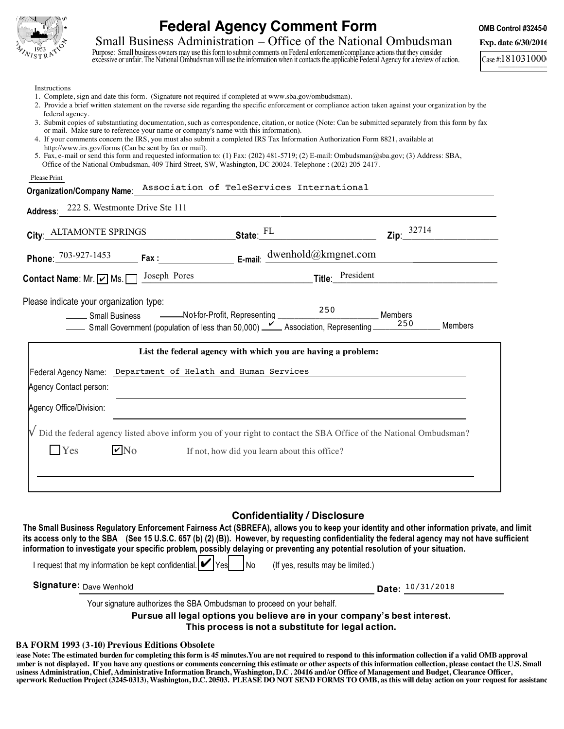# Federal Agency Comment Form

**OMB Control #3245-0**

Small Business Administration – Office of the National Ombudsman

**Exp. date 6/30/2016**

Purpose: Small business owners may use this form to submit comments on Federal enforcement/compliance actions that they consider excessive or unfair. The National Ombudsman will use the information when it contacts the applicable Federal Agency for a review of action.

Case #: 181031000

Instructions

1. Complete, sign and date this form. (Signature not required if completed at www.sba.gov/ombudsman).
2. Provide a brief written statement on the reverse side regarding the specific enforcement or compliance action taken against your organization by the federal agency.
3. Submit copies of substantiating documentation, such as correspondence, citation, or notice (Note: Can be submitted separately from this form by fax or mail. Make sure to reference your name or company's name with this information).
4. If your comments concern the IRS, you must also submit a completed IRS Tax Information Authorization Form 8821, available at http://www.irs.gov/forms (Can be sent by fax or mail).
5. Fax, e-mail or send this form and requested information to: (1) Fax: (202) 481-5719; (2) E-mail: Ombudsman@sba.gov; (3) Address: SBA, Office of the National Ombudsman, 409 Third Street, SW, Washington, DC 20024. Telephone : (202) 205-2417.

Please Print

**Organization/Company Name**: Association of TeleServices International

**Address**: 222 S. Westmonte Drive Ste 111

**City**: ALTAMONTE SPRINGS **State**: FL **Zip**: 32714

**Phone**: 703-927-1453 **Fax :** **E-mail**: dwenhold@kmgnet.com

**Contact Name**: Mr. [x] Ms. [ ] Joseph Pores **Title**: President

Please indicate your organization type:

___ Small Business ___ Not-for-Profit, Representing 250 Members

___ Small Government (population of less than 50,000) ✔ Association, Representing 250 Members

**List the federal agency with which you are having a problem:**

Federal Agency Name: Department of Helath and Human Services

Agency Contact person:

Agency Office/Division:

√ Did the federal agency listed above inform you of your right to contact the SBA Office of the National Ombudsman?

[ ] Yes [x] No If not, how did you learn about this office?

## Confidentiality / Disclosure

**The Small Business Regulatory Enforcement Fairness Act (SBREFA), allows you to keep your identity and other information private, and limit its access only to the SBA (See 15 U.S.C. 657 (b) (2) (B)). However, by requesting confidentiality the federal agency may not have sufficient information to investigate your specific problem, possibly delaying or preventing any potential resolution of your situation.**

I request that my information be kept confidential. [x] Yes [ ] No (If yes, results may be limited.)

**Signature:** Dave Wenhold **Date**: 10/31/2018

Your signature authorizes the SBA Ombudsman to proceed on your behalf.

**Pursue all legal options you believe are in your company's best interest.**
**This process is not a substitute for legal action.**

**BA FORM 1993 (3-10) Previous Editions Obsolete**

**lease Note: The estimated burden for completing this form is 45 minutes.You are not required to respond to this information collection if a valid OMB approval umber is not displayed. If you have any questions or comments concerning this estimate or other aspects of this information collection, please contact the U.S. Small usiness Administration, Chief, Administrative Information Branch, Washington, D.C . 20416 and/or Office of Management and Budget, Clearance Officer, aperwork Reduction Project (3245-0313), Washington, D.C. 20503. PLEASE DO NOT SEND FORMS TO OMB, as this will delay action on your request for assistanc**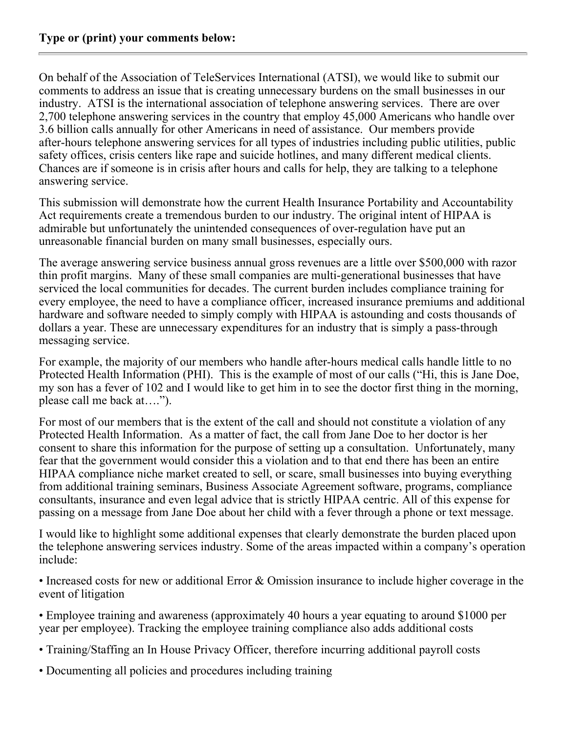**Type or (print) your comments below:**

---

On behalf of the Association of TeleServices International (ATSI), we would like to submit our comments to address an issue that is creating unnecessary burdens on the small businesses in our industry. ATSI is the international association of telephone answering services. There are over 2,700 telephone answering services in the country that employ 45,000 Americans who handle over 3.6 billion calls annually for other Americans in need of assistance. Our members provide after-hours telephone answering services for all types of industries including public utilities, public safety offices, crisis centers like rape and suicide hotlines, and many different medical clients. Chances are if someone is in crisis after hours and calls for help, they are talking to a telephone answering service.

This submission will demonstrate how the current Health Insurance Portability and Accountability Act requirements create a tremendous burden to our industry. The original intent of HIPAA is admirable but unfortunately the unintended consequences of over-regulation have put an unreasonable financial burden on many small businesses, especially ours.

The average answering service business annual gross revenues are a little over $500,000 with razor thin profit margins. Many of these small companies are multi-generational businesses that have serviced the local communities for decades. The current burden includes compliance training for every employee, the need to have a compliance officer, increased insurance premiums and additional hardware and software needed to simply comply with HIPAA is astounding and costs thousands of dollars a year. These are unnecessary expenditures for an industry that is simply a pass-through messaging service.

For example, the majority of our members who handle after-hours medical calls handle little to no Protected Health Information (PHI). This is the example of most of our calls ("Hi, this is Jane Doe, my son has a fever of 102 and I would like to get him in to see the doctor first thing in the morning, please call me back at….").

For most of our members that is the extent of the call and should not constitute a violation of any Protected Health Information. As a matter of fact, the call from Jane Doe to her doctor is her consent to share this information for the purpose of setting up a consultation. Unfortunately, many fear that the government would consider this a violation and to that end there has been an entire HIPAA compliance niche market created to sell, or scare, small businesses into buying everything from additional training seminars, Business Associate Agreement software, programs, compliance consultants, insurance and even legal advice that is strictly HIPAA centric. All of this expense for passing on a message from Jane Doe about her child with a fever through a phone or text message.

I would like to highlight some additional expenses that clearly demonstrate the burden placed upon the telephone answering services industry. Some of the areas impacted within a company's operation include:

• Increased costs for new or additional Error & Omission insurance to include higher coverage in the event of litigation

• Employee training and awareness (approximately 40 hours a year equating to around $1000 per year per employee). Tracking the employee training compliance also adds additional costs

• Training/Staffing an In House Privacy Officer, therefore incurring additional payroll costs

• Documenting all policies and procedures including training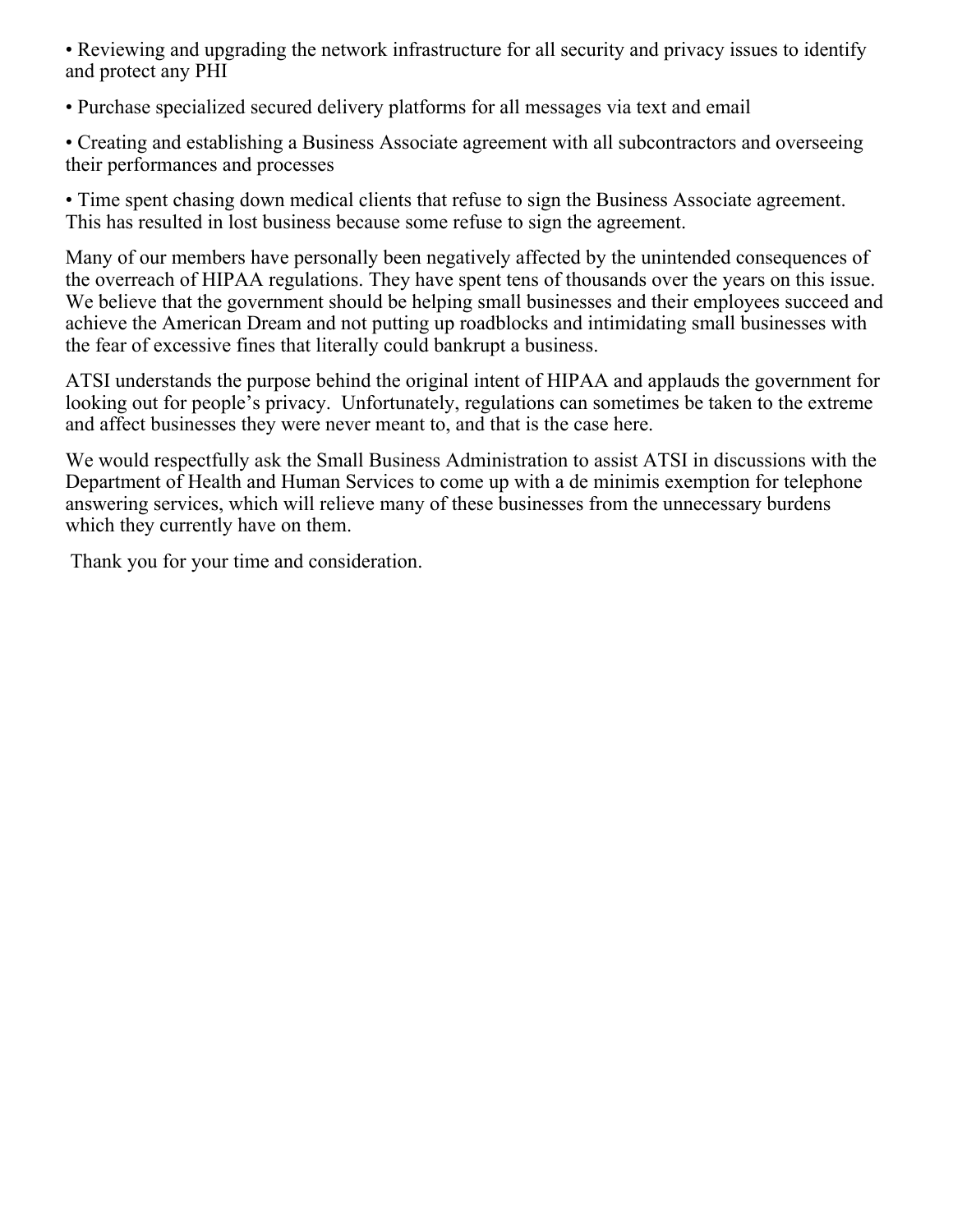- Reviewing and upgrading the network infrastructure for all security and privacy issues to identify and protect any PHI
- Purchase specialized secured delivery platforms for all messages via text and email
- Creating and establishing a Business Associate agreement with all subcontractors and overseeing their performances and processes
- Time spent chasing down medical clients that refuse to sign the Business Associate agreement. This has resulted in lost business because some refuse to sign the agreement.

Many of our members have personally been negatively affected by the unintended consequences of the overreach of HIPAA regulations. They have spent tens of thousands over the years on this issue. We believe that the government should be helping small businesses and their employees succeed and achieve the American Dream and not putting up roadblocks and intimidating small businesses with the fear of excessive fines that literally could bankrupt a business.

ATSI understands the purpose behind the original intent of HIPAA and applauds the government for looking out for people's privacy. Unfortunately, regulations can sometimes be taken to the extreme and affect businesses they were never meant to, and that is the case here.

We would respectfully ask the Small Business Administration to assist ATSI in discussions with the Department of Health and Human Services to come up with a de minimis exemption for telephone answering services, which will relieve many of these businesses from the unnecessary burdens which they currently have on them.

Thank you for your time and consideration.